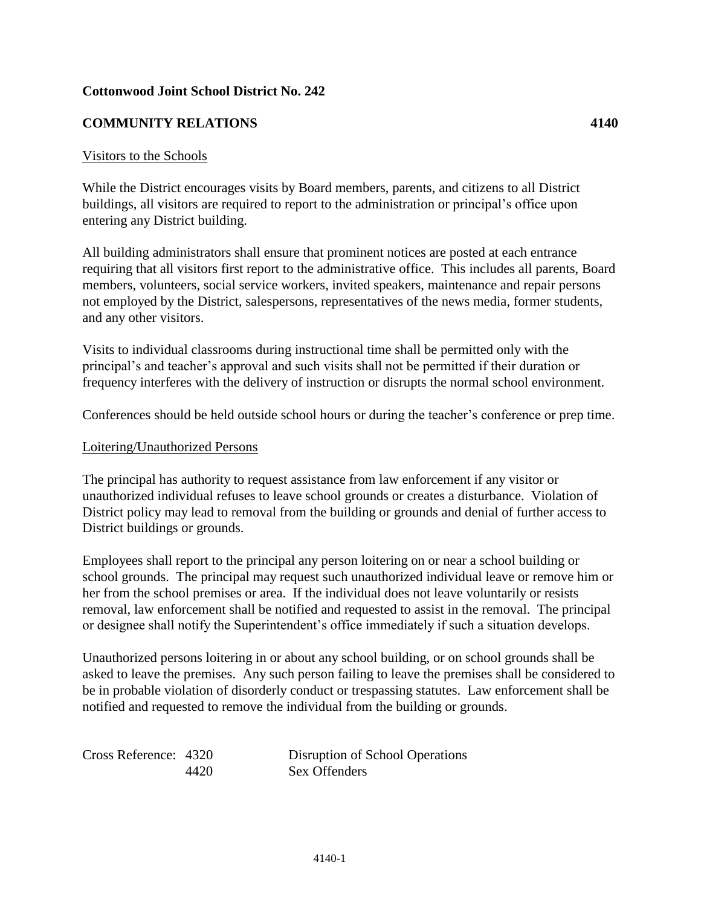**Cottonwood Joint School District No. 242**

**COMMUNITY RELATIONS 4140**

Visitors to the Schools

While the District encourages visits by Board members, parents, and citizens to all District buildings, all visitors are required to report to the administration or principal's office upon entering any District building.

All building administrators shall ensure that prominent notices are posted at each entrance requiring that all visitors first report to the administrative office. This includes all parents, Board members, volunteers, social service workers, invited speakers, maintenance and repair persons not employed by the District, salespersons, representatives of the news media, former students, and any other visitors.

Visits to individual classrooms during instructional time shall be permitted only with the principal's and teacher's approval and such visits shall not be permitted if their duration or frequency interferes with the delivery of instruction or disrupts the normal school environment.

Conferences should be held outside school hours or during the teacher's conference or prep time.

Loitering/Unauthorized Persons

The principal has authority to request assistance from law enforcement if any visitor or unauthorized individual refuses to leave school grounds or creates a disturbance. Violation of District policy may lead to removal from the building or grounds and denial of further access to District buildings or grounds.

Employees shall report to the principal any person loitering on or near a school building or school grounds. The principal may request such unauthorized individual leave or remove him or her from the school premises or area. If the individual does not leave voluntarily or resists removal, law enforcement shall be notified and requested to assist in the removal. The principal or designee shall notify the Superintendent's office immediately if such a situation develops.

Unauthorized persons loitering in or about any school building, or on school grounds shall be asked to leave the premises. Any such person failing to leave the premises shall be considered to be in probable violation of disorderly conduct or trespassing statutes. Law enforcement shall be notified and requested to remove the individual from the building or grounds.

| Cross Reference: | 4320 | Disruption of School Operations |
| --- | --- | --- |
| | 4420 | Sex Offenders |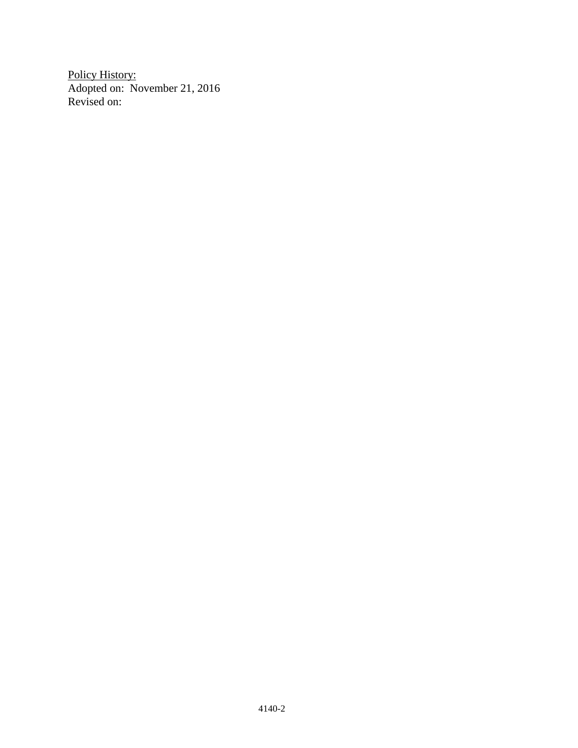<u>Policy History:</u>
Adopted on: November 21, 2016
Revised on: